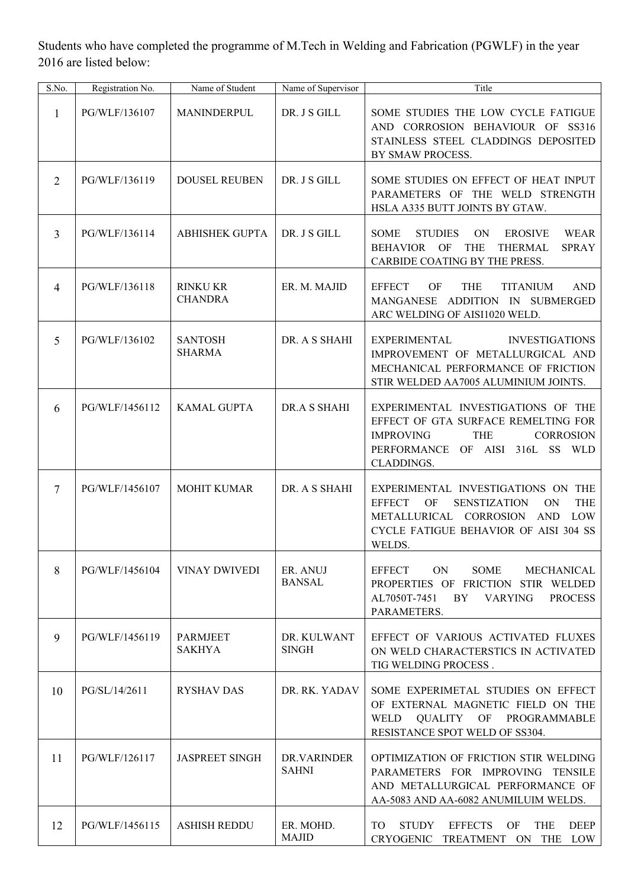Students who have completed the programme of M.Tech in Welding and Fabrication (PGWLF) in the year 2016 are listed below:

| S.No. | Registration No. | Name of Student | Name of Supervisor | Title |
|---|---|---|---|---|
| 1 | PG/WLF/136107 | MANINDERPUL | DR. J S GILL | SOME STUDIES THE LOW CYCLE FATIGUE AND CORROSION BEHAVIOUR OF SS316 STAINLESS STEEL CLADDINGS DEPOSITED BY SMAW PROCESS. |
| 2 | PG/WLF/136119 | DOUSEL REUBEN | DR. J S GILL | SOME STUDIES ON EFFECT OF HEAT INPUT PARAMETERS OF THE WELD STRENGTH HSLA A335 BUTT JOINTS BY GTAW. |
| 3 | PG/WLF/136114 | ABHISHEK GUPTA | DR. J S GILL | SOME STUDIES ON EROSIVE WEAR BEHAVIOR OF THE THERMAL SPRAY CARBIDE COATING BY THE PRESS. |
| 4 | PG/WLF/136118 | RINKU KR CHANDRA | ER. M. MAJID | EFFECT OF THE TITANIUM AND MANGANESE ADDITION IN SUBMERGED ARC WELDING OF AISI1020 WELD. |
| 5 | PG/WLF/136102 | SANTOSH SHARMA | DR. A S SHAHI | EXPERIMENTAL INVESTIGATIONS IMPROVEMENT OF METALLURGICAL AND MECHANICAL PERFORMANCE OF FRICTION STIR WELDED AA7005 ALUMINIUM JOINTS. |
| 6 | PG/WLF/1456112 | KAMAL GUPTA | DR.A S SHAHI | EXPERIMENTAL INVESTIGATIONS OF THE EFFECT OF GTA SURFACE REMELTING FOR IMPROVING THE CORROSION PERFORMANCE OF AISI 316L SS WLD CLADDINGS. |
| 7 | PG/WLF/1456107 | MOHIT KUMAR | DR. A S SHAHI | EXPERIMENTAL INVESTIGATIONS ON THE EFFECT OF SENSTIZATION ON THE METALLURICAL CORROSION AND LOW CYCLE FATIGUE BEHAVIOR OF AISI 304 SS WELDS. |
| 8 | PG/WLF/1456104 | VINAY DWIVEDI | ER. ANUJ BANSAL | EFFECT ON SOME MECHANICAL PROPERTIES OF FRICTION STIR WELDED AL7050T-7451 BY VARYING PROCESS PARAMETERS. |
| 9 | PG/WLF/1456119 | PARMJEET SAKHYA | DR. KULWANT SINGH | EFFECT OF VARIOUS ACTIVATED FLUXES ON WELD CHARACTERSTICS IN ACTIVATED TIG WELDING PROCESS . |
| 10 | PG/SL/14/2611 | RYSHAV DAS | DR. RK. YADAV | SOME EXPERIMETAL STUDIES ON EFFECT OF EXTERNAL MAGNETIC FIELD ON THE WELD QUALITY OF PROGRAMMABLE RESISTANCE SPOT WELD OF SS304. |
| 11 | PG/WLF/126117 | JASPREET SINGH | DR.VARINDER SAHNI | OPTIMIZATION OF FRICTION STIR WELDING PARAMETERS FOR IMPROVING TENSILE AND METALLURGICAL PERFORMANCE OF AA-5083 AND AA-6082 ANUMILUIM WELDS. |
| 12 | PG/WLF/1456115 | ASHISH REDDU | ER. MOHD. MAJID | TO STUDY EFFECTS OF THE DEEP CRYOGENIC TREATMENT ON THE LOW |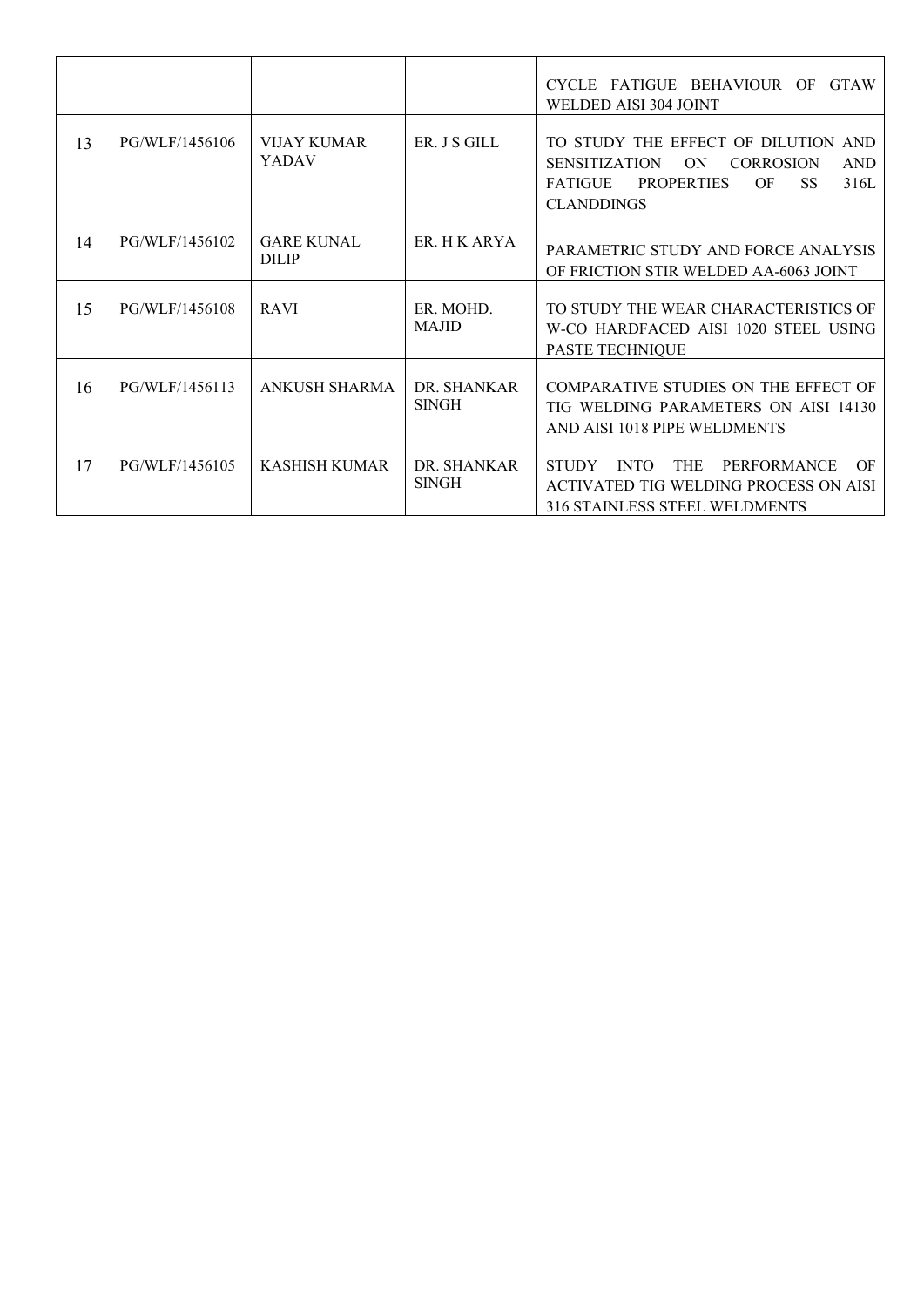| | | | | |
|---|---|---|---|---|
| | | | | CYCLE FATIGUE BEHAVIOUR OF GTAW WELDED AISI 304 JOINT |
| 13 | PG/WLF/1456106 | VIJAY KUMAR YADAV | ER. J S GILL | TO STUDY THE EFFECT OF DILUTION AND SENSITIZATION ON CORROSION AND FATIGUE PROPERTIES OF SS 316L CLANDDINGS |
| 14 | PG/WLF/1456102 | GARE KUNAL DILIP | ER. H K ARYA | PARAMETRIC STUDY AND FORCE ANALYSIS OF FRICTION STIR WELDED AA-6063 JOINT |
| 15 | PG/WLF/1456108 | RAVI | ER. MOHD. MAJID | TO STUDY THE WEAR CHARACTERISTICS OF W-CO HARDFACED AISI 1020 STEEL USING PASTE TECHNIQUE |
| 16 | PG/WLF/1456113 | ANKUSH SHARMA | DR. SHANKAR SINGH | COMPARATIVE STUDIES ON THE EFFECT OF TIG WELDING PARAMETERS ON AISI 14130 AND AISI 1018 PIPE WELDMENTS |
| 17 | PG/WLF/1456105 | KASHISH KUMAR | DR. SHANKAR SINGH | STUDY INTO THE PERFORMANCE OF ACTIVATED TIG WELDING PROCESS ON AISI 316 STAINLESS STEEL WELDMENTS |